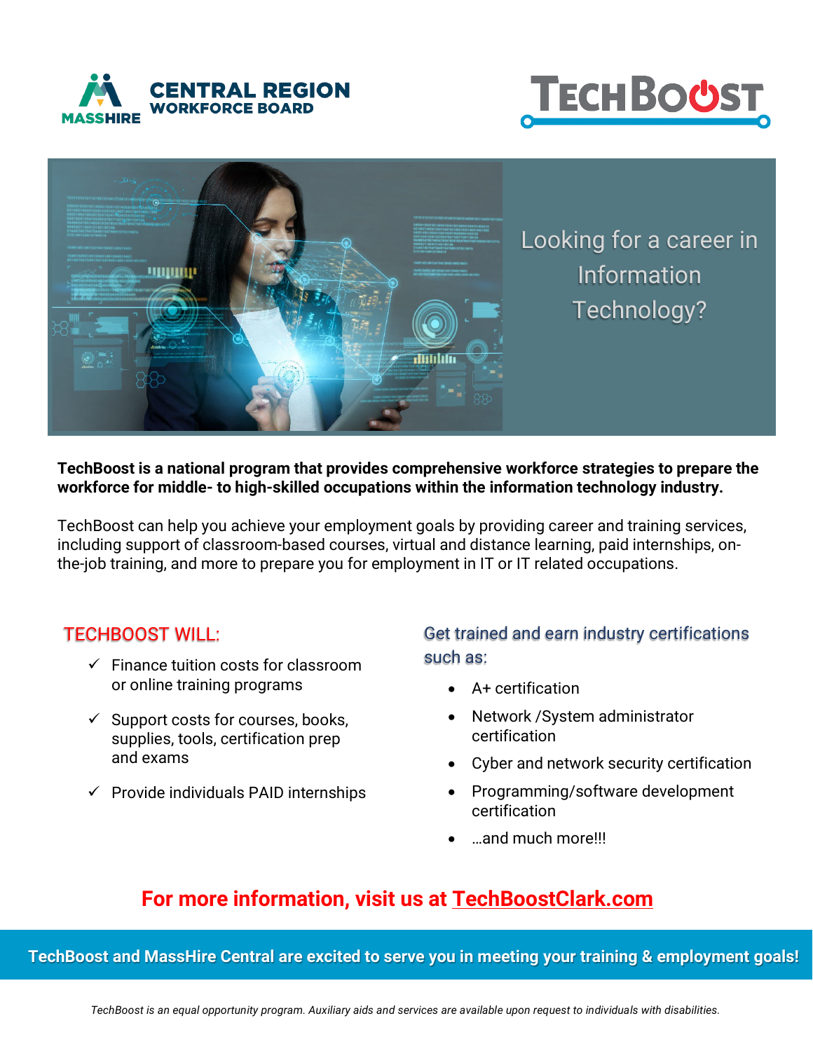MASSHIRE CENTRAL REGION WORKFORCE BOARD

TECHBOOST

Looking for a career in Information Technology?

**TechBoost is a national program that provides comprehensive workforce strategies to prepare the workforce for middle- to high-skilled occupations within the information technology industry.**

TechBoost can help you achieve your employment goals by providing career and training services, including support of classroom-based courses, virtual and distance learning, paid internships, on-the-job training, and more to prepare you for employment in IT or IT related occupations.

## TECHBOOST WILL:

- ✓ Finance tuition costs for classroom or online training programs
- ✓ Support costs for courses, books, supplies, tools, certification prep and exams
- ✓ Provide individuals PAID internships

## Get trained and earn industry certifications such as:

- A+ certification
- Network /System administrator certification
- Cyber and network security certification
- Programming/software development certification
- …and much more!!!

## For more information, visit us at TechBoostClark.com

**TechBoost and MassHire Central are excited to serve you in meeting your training & employment goals!**

*TechBoost is an equal opportunity program. Auxiliary aids and services are available upon request to individuals with disabilities.*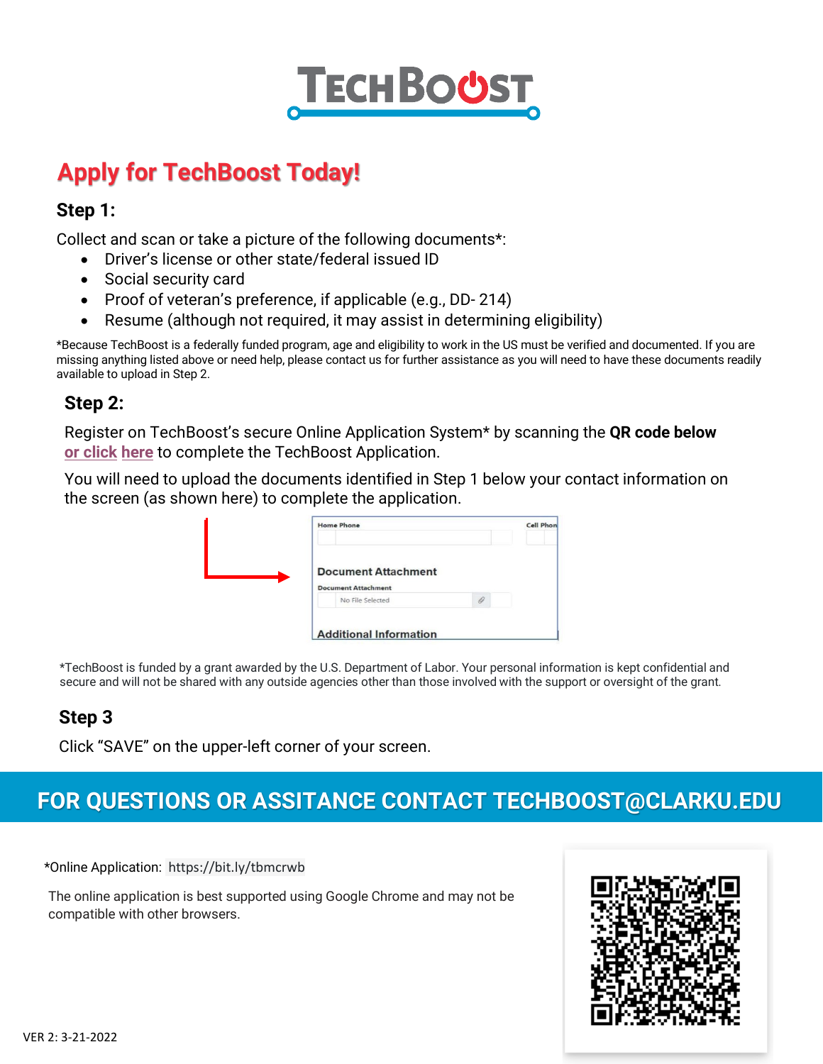# TechBoost

## Apply for TechBoost Today!

### Step 1:

Collect and scan or take a picture of the following documents*:

- Driver's license or other state/federal issued ID
- Social security card
- Proof of veteran's preference, if applicable (e.g., DD- 214)
- Resume (although not required, it may assist in determining eligibility)

*Because TechBoost is a federally funded program, age and eligibility to work in the US must be verified and documented. If you are missing anything listed above or need help, please contact us for further assistance as you will need to have these documents readily available to upload in Step 2.

### Step 2:

Register on TechBoost's secure Online Application System* by scanning the **QR code below** or click here to complete the TechBoost Application.

You will need to upload the documents identified in Step 1 below your contact information on the screen (as shown here) to complete the application.

Home Phone

Cell Phon

Document Attachment

Document Attachment

No File Selected

Additional Information

*TechBoost is funded by a grant awarded by the U.S. Department of Labor. Your personal information is kept confidential and secure and will not be shared with any outside agencies other than those involved with the support or oversight of the grant.

### Step 3

Click "SAVE" on the upper-left corner of your screen.

## FOR QUESTIONS OR ASSITANCE CONTACT TECHBOOST@CLARKU.EDU

*Online Application: https://bit.ly/tbmcrwb

The online application is best supported using Google Chrome and may not be compatible with other browsers.

VER 2: 3-21-2022